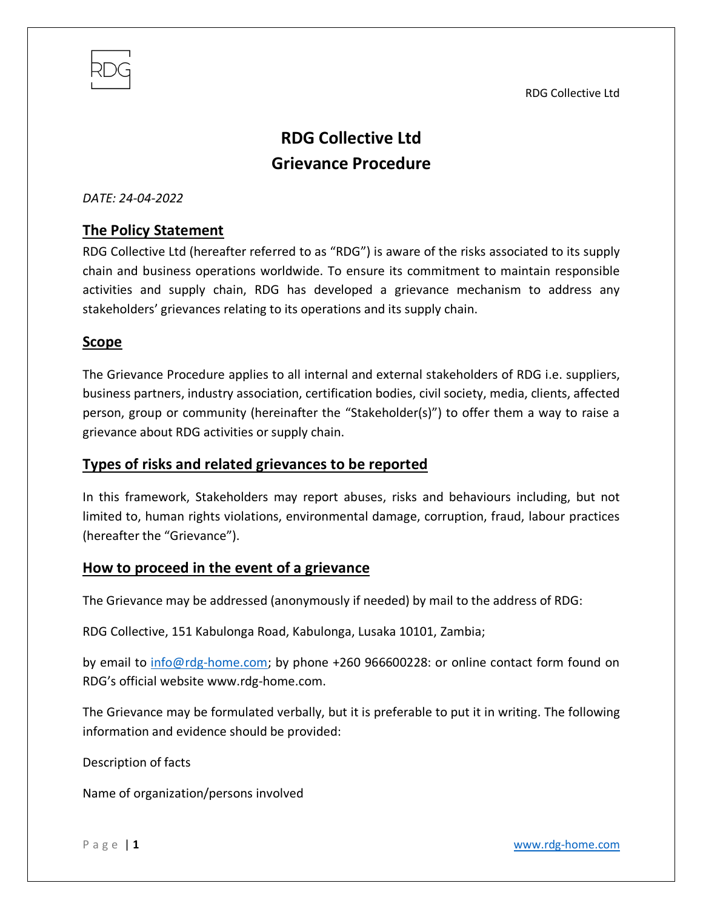# RDG Collective Ltd
# Grievance Procedure

*DATE: 24-04-2022*

## The Policy Statement

RDG Collective Ltd (hereafter referred to as "RDG") is aware of the risks associated to its supply chain and business operations worldwide. To ensure its commitment to maintain responsible activities and supply chain, RDG has developed a grievance mechanism to address any stakeholders' grievances relating to its operations and its supply chain.

## Scope

The Grievance Procedure applies to all internal and external stakeholders of RDG i.e. suppliers, business partners, industry association, certification bodies, civil society, media, clients, affected person, group or community (hereinafter the "Stakeholder(s)") to offer them a way to raise a grievance about RDG activities or supply chain.

## Types of risks and related grievances to be reported

In this framework, Stakeholders may report abuses, risks and behaviours including, but not limited to, human rights violations, environmental damage, corruption, fraud, labour practices (hereafter the "Grievance").

## How to proceed in the event of a grievance

The Grievance may be addressed (anonymously if needed) by mail to the address of RDG:

RDG Collective, 151 Kabulonga Road, Kabulonga, Lusaka 10101, Zambia;

by email to info@rdg-home.com; by phone +260 966600228: or online contact form found on RDG's official website www.rdg-home.com.

The Grievance may be formulated verbally, but it is preferable to put it in writing. The following information and evidence should be provided:

Description of facts

Name of organization/persons involved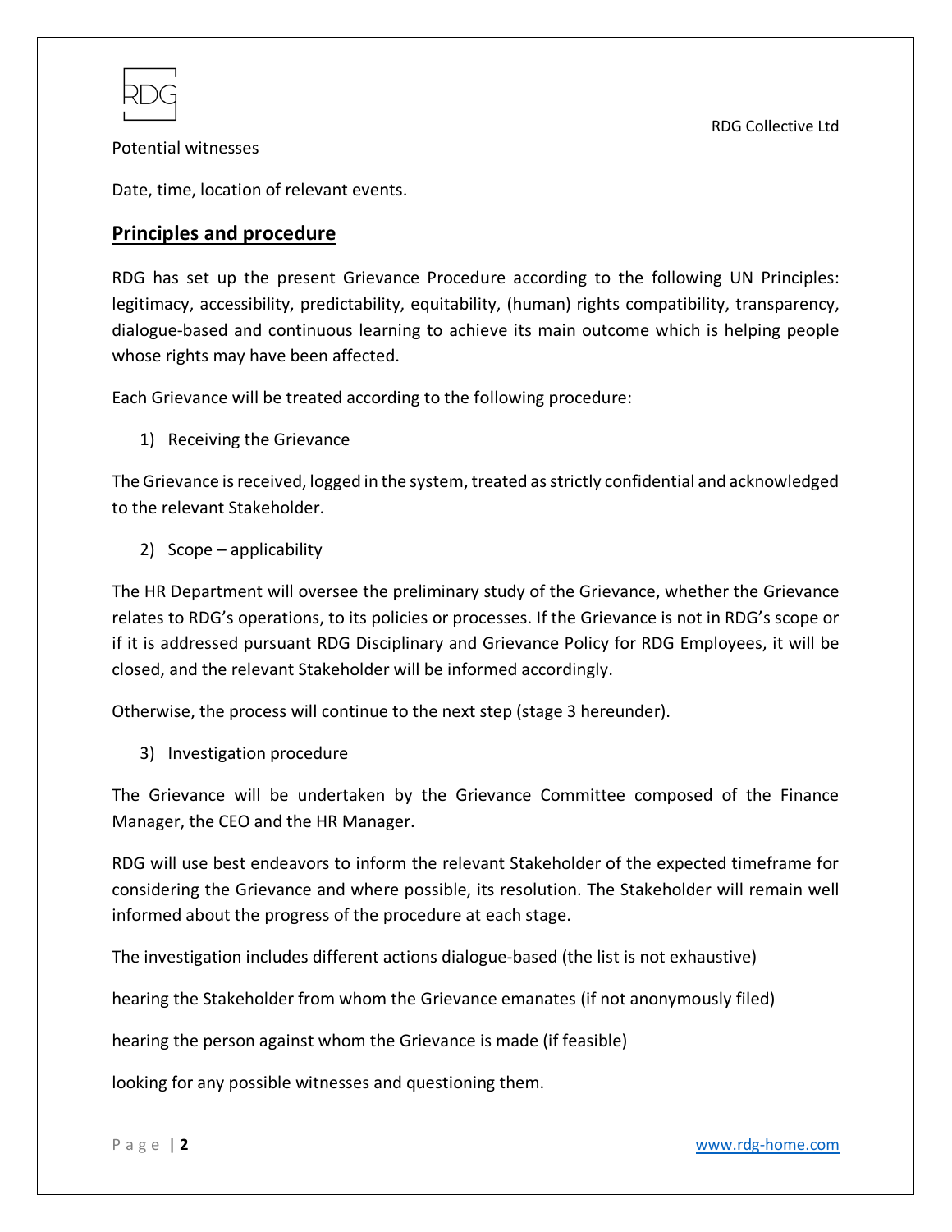Potential witnesses

Date, time, location of relevant events.

## Principles and procedure

RDG has set up the present Grievance Procedure according to the following UN Principles: legitimacy, accessibility, predictability, equitability, (human) rights compatibility, transparency, dialogue-based and continuous learning to achieve its main outcome which is helping people whose rights may have been affected.

Each Grievance will be treated according to the following procedure:

1) Receiving the Grievance

The Grievance is received, logged in the system, treated as strictly confidential and acknowledged to the relevant Stakeholder.

2) Scope – applicability

The HR Department will oversee the preliminary study of the Grievance, whether the Grievance relates to RDG's operations, to its policies or processes. If the Grievance is not in RDG's scope or if it is addressed pursuant RDG Disciplinary and Grievance Policy for RDG Employees, it will be closed, and the relevant Stakeholder will be informed accordingly.

Otherwise, the process will continue to the next step (stage 3 hereunder).

3) Investigation procedure

The Grievance will be undertaken by the Grievance Committee composed of the Finance Manager, the CEO and the HR Manager.

RDG will use best endeavors to inform the relevant Stakeholder of the expected timeframe for considering the Grievance and where possible, its resolution. The Stakeholder will remain well informed about the progress of the procedure at each stage.

The investigation includes different actions dialogue-based (the list is not exhaustive)

hearing the Stakeholder from whom the Grievance emanates (if not anonymously filed)

hearing the person against whom the Grievance is made (if feasible)

looking for any possible witnesses and questioning them.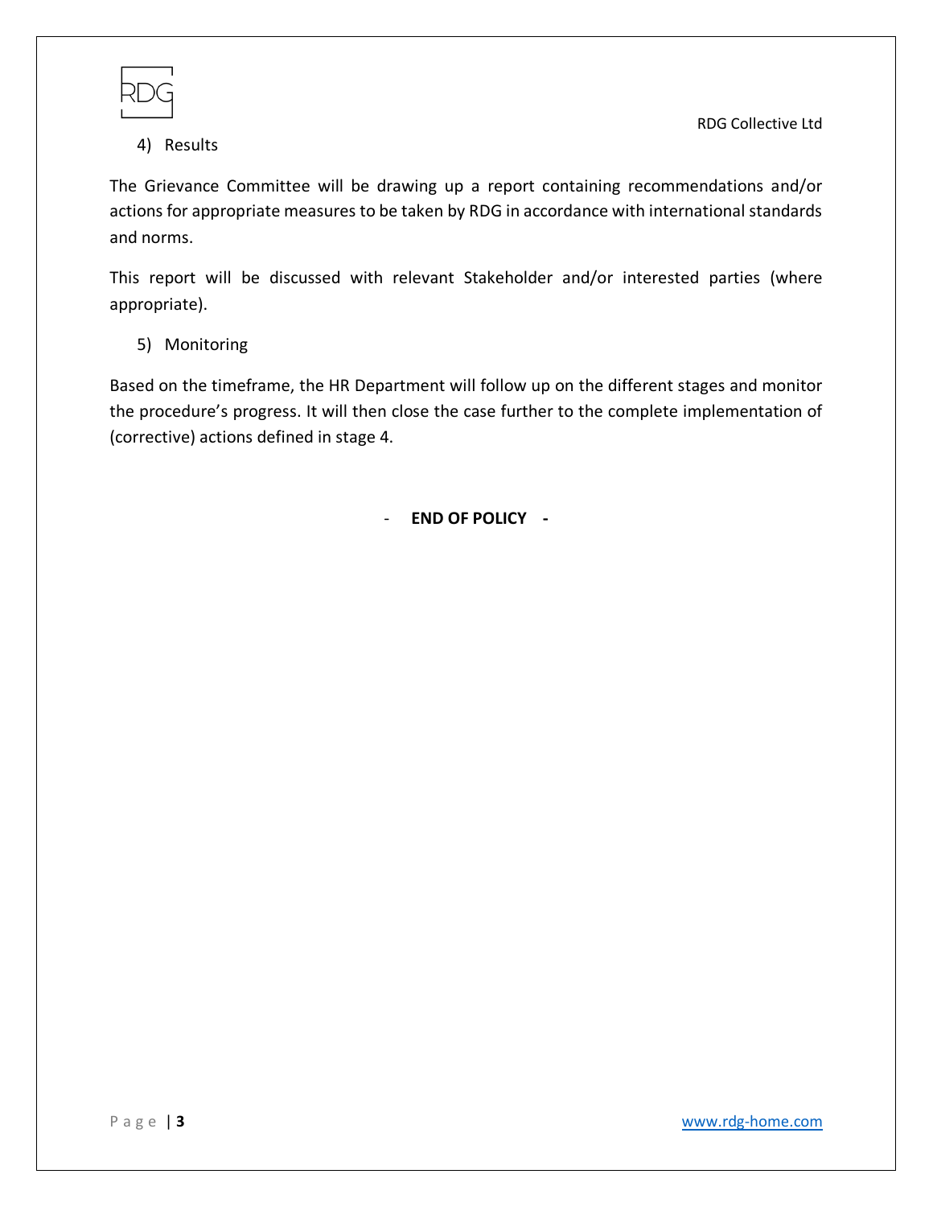4) Results

The Grievance Committee will be drawing up a report containing recommendations and/or actions for appropriate measures to be taken by RDG in accordance with international standards and norms.

This report will be discussed with relevant Stakeholder and/or interested parties (where appropriate).

5) Monitoring

Based on the timeframe, the HR Department will follow up on the different stages and monitor the procedure's progress. It will then close the case further to the complete implementation of (corrective) actions defined in stage 4.

- **END OF POLICY -**